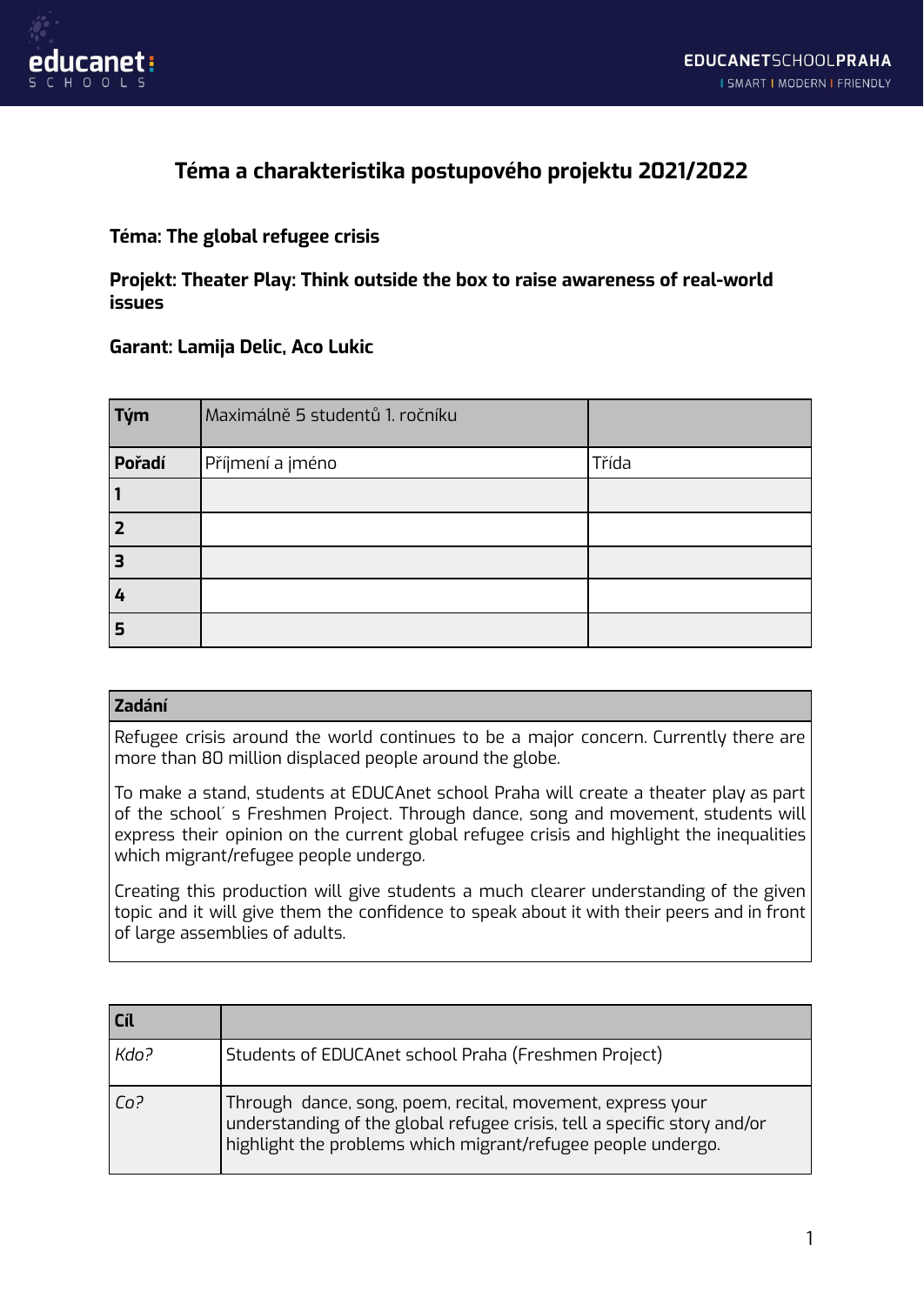# Téma a charakteristika postupového projektu 2021/2022

**Téma: The global refugee crisis**

**Projekt: Theater Play: Think outside the box to raise awareness of real-world issues**

**Garant: Lamija Delic, Aco Lukic**

| **Tým** | Maximálně 5 studentů 1. ročníku | |
|---|---|---|
| **Pořadí** | Příjmení a jméno | Třída |
| **1** | | |
| **2** | | |
| **3** | | |
| **4** | | |
| **5** | | |

| **Zadání** |
|---|
| Refugee crisis around the world continues to be a major concern. Currently there are more than 80 million displaced people around the globe.<br><br>To make a stand, students at EDUCAnet school Praha will create a theater play as part of the school´ s Freshmen Project. Through dance, song and movement, students will express their opinion on the current global refugee crisis and highlight the inequalities which migrant/refugee people undergo.<br><br>Creating this production will give students a much clearer understanding of the given topic and it will give them the confidence to speak about it with their peers and in front of large assemblies of adults. |

| **Cíl** | |
|---|---|
| *Kdo?* | Students of EDUCAnet school Praha (Freshmen Project) |
| *Co?* | Through dance, song, poem, recital, movement, express your understanding of the global refugee crisis, tell a specific story and/or highlight the problems which migrant/refugee people undergo. |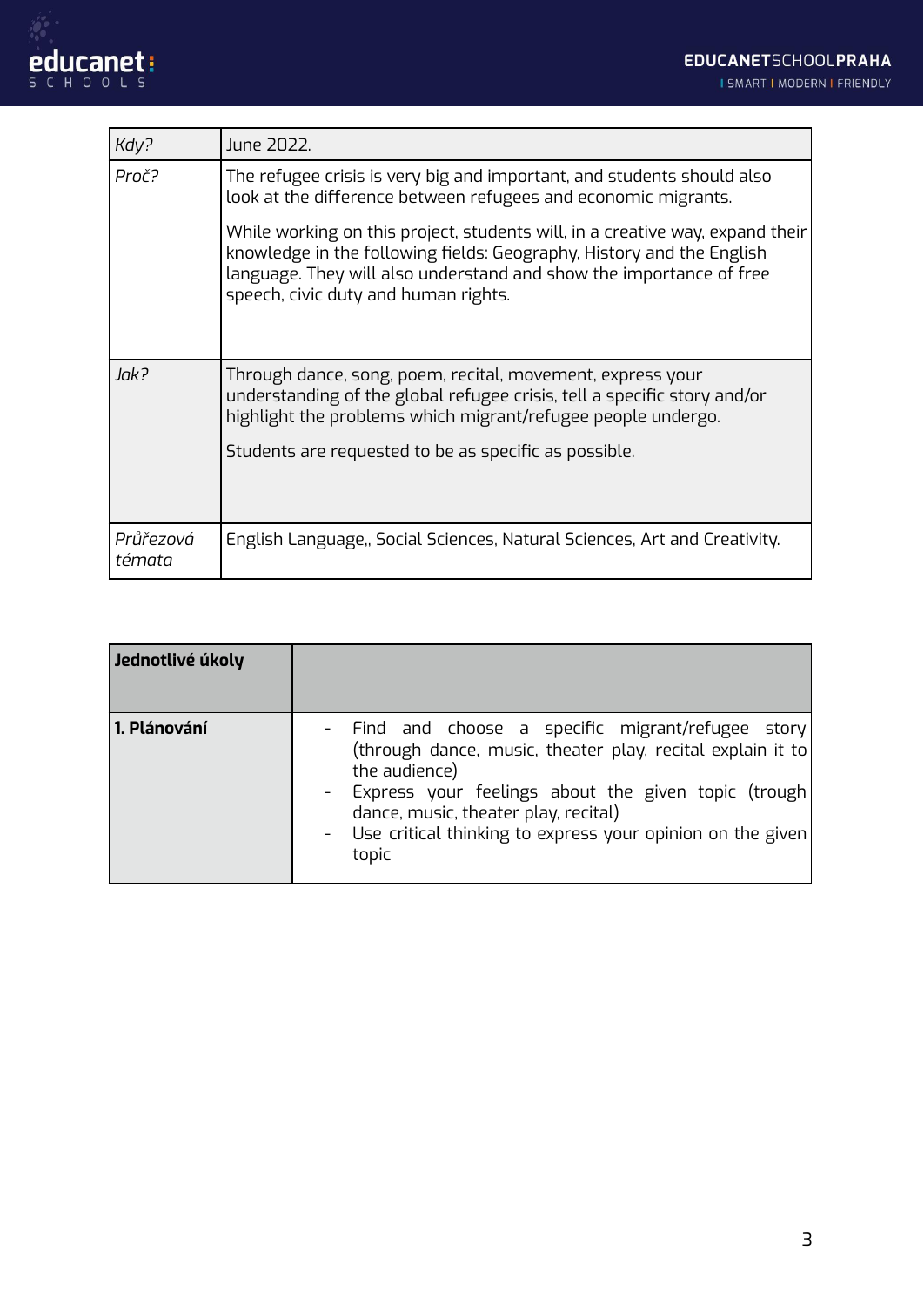| *Kdy?* | June 2022. |
|---|---|
| *Proč?* | The refugee crisis is very big and important, and students should also look at the difference between refugees and economic migrants.<br><br>While working on this project, students will, in a creative way, expand their knowledge in the following fields: Geography, History and the English language. They will also understand and show the importance of free speech, civic duty and human rights. |
| *Jak?* | Through dance, song, poem, recital, movement, express your understanding of the global refugee crisis, tell a specific story and/or highlight the problems which migrant/refugee people undergo.<br><br>Students are requested to be as specific as possible. |
| *Průřezová témata* | English Language,, Social Sciences, Natural Sciences, Art and Creativity. |

| **Jednotlivé úkoly** | |
|---|---|
| **1. Plánování** | - Find and choose a specific migrant/refugee story (through dance, music, theater play, recital explain it to the audience)<br>- Express your feelings about the given topic (trough dance, music, theater play, recital)<br>- Use critical thinking to express your opinion on the given topic |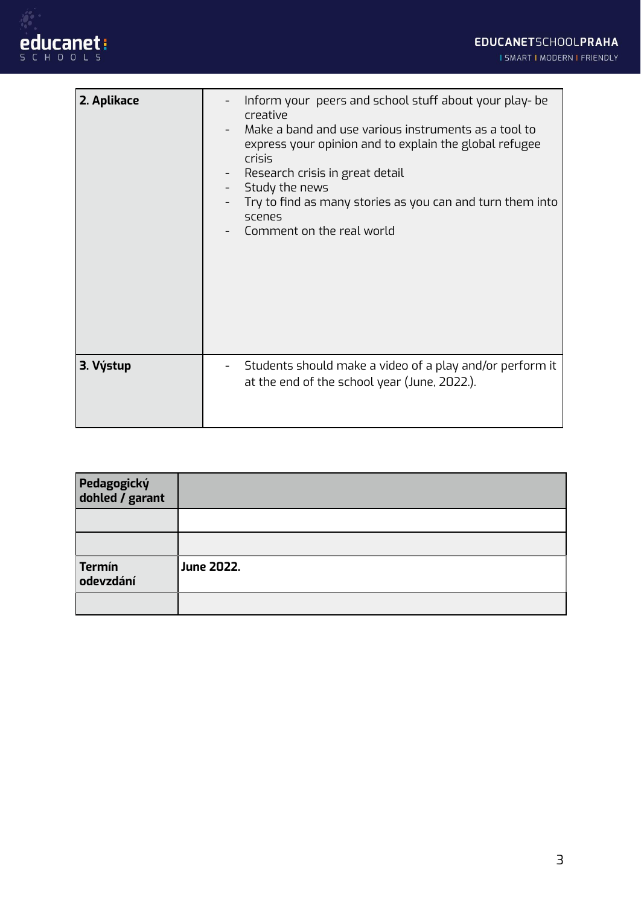| | |
|---|---|
| **2. Aplikace** | - Inform your peers and school stuff about your play- be creative<br>- Make a band and use various instruments as a tool to express your opinion and to explain the global refugee crisis<br>- Research crisis in great detail<br>- Study the news<br>- Try to find as many stories as you can and turn them into scenes<br>- Comment on the real world |
| **3. Výstup** | - Students should make a video of a play and/or perform it at the end of the school year (June, 2022.). |

| **Pedagogický dohled / garant** | |
|---|---|
| | |
| | |
| **Termín odevzdání** | **June 2022.** |
| | |